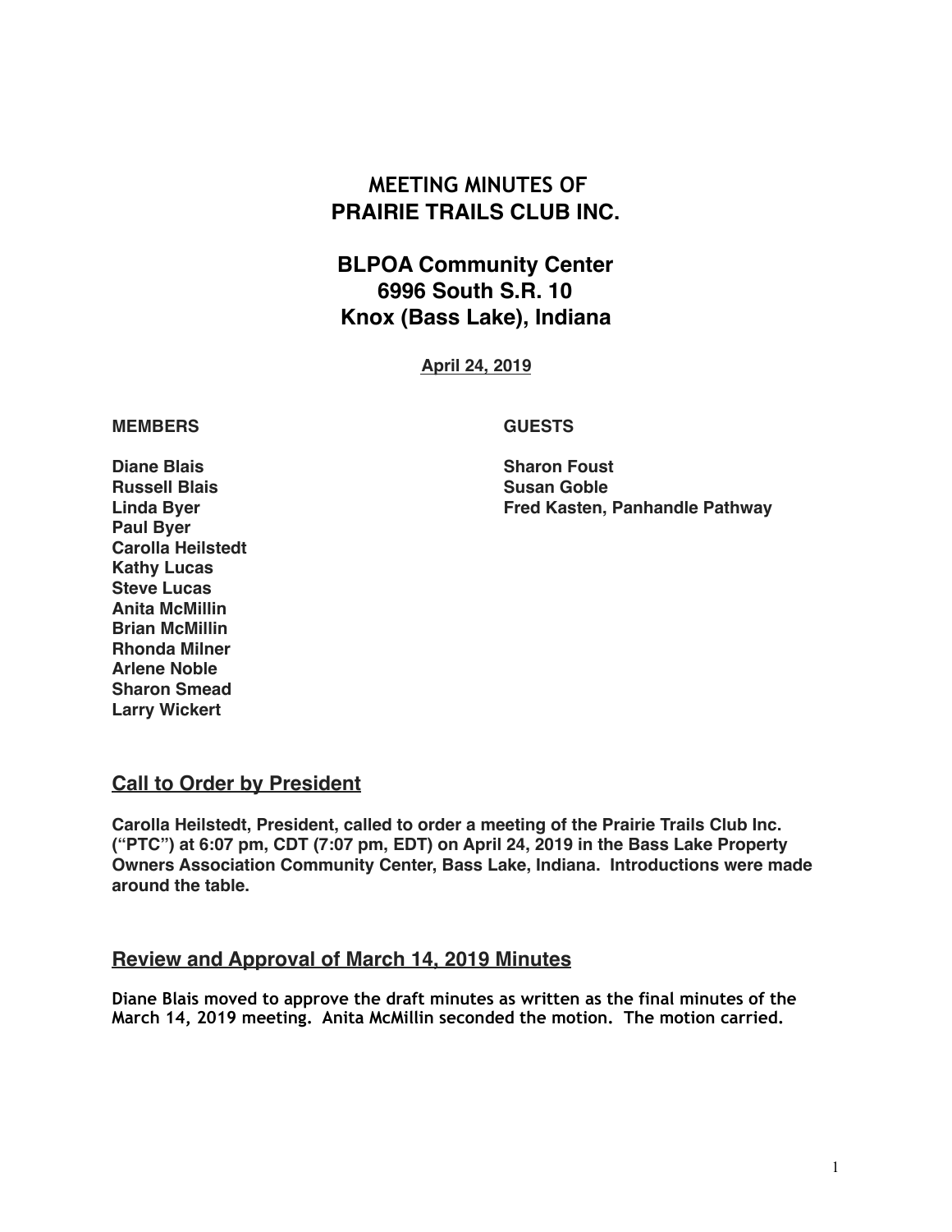# MEETING MINUTES OF
# PRAIRIE TRAILS CLUB INC.

## BLPOA Community Center
## 6996 South S.R. 10
## Knox (Bass Lake), Indiana

**April 24, 2019**

| MEMBERS | GUESTS |
|---|---|
| Diane Blais | Sharon Foust |
| Russell Blais | Susan Goble |
| Linda Byer | Fred Kasten, Panhandle Pathway |
| Paul Byer | |
| Carolla Heilstedt | |
| Kathy Lucas | |
| Steve Lucas | |
| Anita McMillin | |
| Brian McMillin | |
| Rhonda Milner | |
| Arlene Noble | |
| Sharon Smead | |
| Larry Wickert | |

## Call to Order by President

**Carolla Heilstedt, President, called to order a meeting of the Prairie Trails Club Inc. ("PTC") at 6:07 pm, CDT (7:07 pm, EDT) on April 24, 2019 in the Bass Lake Property Owners Association Community Center, Bass Lake, Indiana. Introductions were made around the table.**

## Review and Approval of March 14, 2019 Minutes

**Diane Blais moved to approve the draft minutes as written as the final minutes of the March 14, 2019 meeting. Anita McMillin seconded the motion. The motion carried.**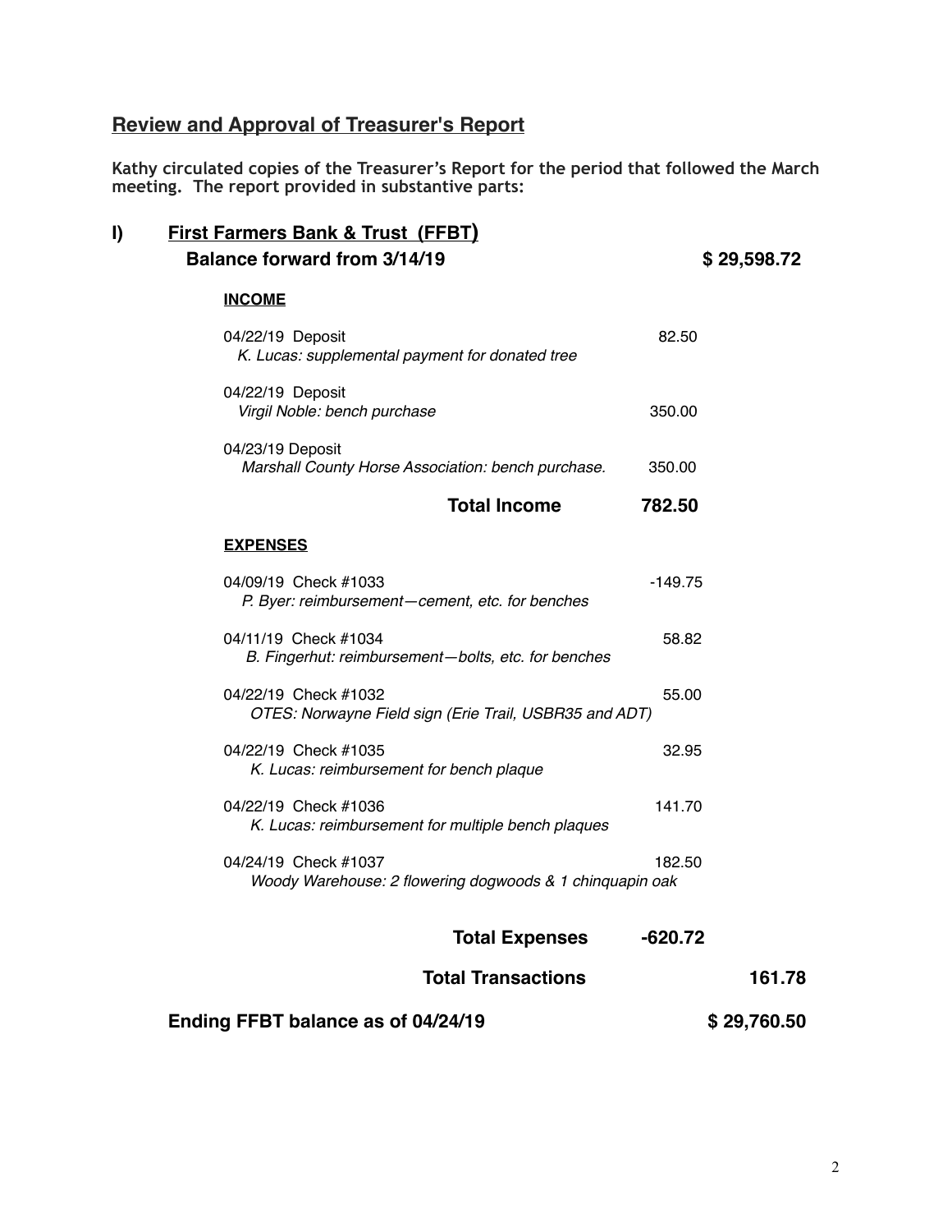## Review and Approval of Treasurer's Report

**Kathy circulated copies of the Treasurer's Report for the period that followed the March meeting. The report provided in substantive parts:**

### I) First Farmers Bank & Trust (FFBT)

| | | |
|---|---|---|
| **Balance forward from 3/14/19** | | **$ 29,598.72** |
| **INCOME** | | |
| 04/22/19 Deposit<br>*K. Lucas: supplemental payment for donated tree* | 82.50 | |
| 04/22/19 Deposit<br>*Virgil Noble: bench purchase* | 350.00 | |
| 04/23/19 Deposit<br>*Marshall County Horse Association: bench purchase.* | 350.00 | |
| **Total Income** | **782.50** | |
| **EXPENSES** | | |
| 04/09/19 Check #1033<br>*P. Byer: reimbursement—cement, etc. for benches* | -149.75 | |
| 04/11/19 Check #1034<br>*B. Fingerhut: reimbursement—bolts, etc. for benches* | 58.82 | |
| 04/22/19 Check #1032<br>*OTES: Norwayne Field sign (Erie Trail, USBR35 and ADT)* | 55.00 | |
| 04/22/19 Check #1035<br>*K. Lucas: reimbursement for bench plaque* | 32.95 | |
| 04/22/19 Check #1036<br>*K. Lucas: reimbursement for multiple bench plaques* | 141.70 | |
| 04/24/19 Check #1037<br>*Woody Warehouse: 2 flowering dogwoods & 1 chinquapin oak* | 182.50 | |
| **Total Expenses** | **-620.72** | |
| **Total Transactions** | | **161.78** |
| **Ending FFBT balance as of 04/24/19** | | **$ 29,760.50** |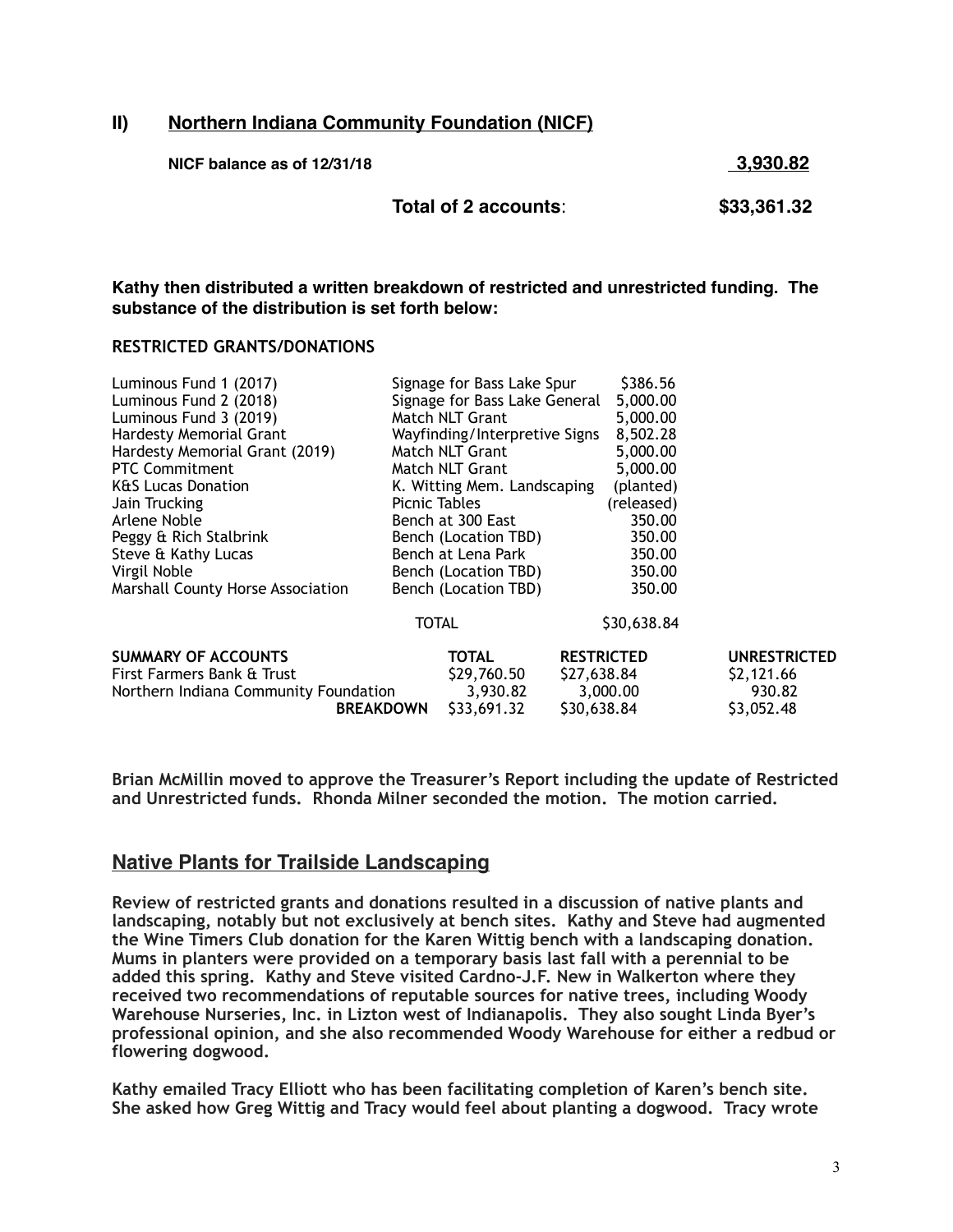## II) Northern Indiana Community Foundation (NICF)

| | |
|---|---|
| **NICF balance as of 12/31/18** | **3,930.82** |
| **Total of 2 accounts**: | **$33,361.32** |

**Kathy then distributed a written breakdown of restricted and unrestricted funding. The substance of the distribution is set forth below:**

**RESTRICTED GRANTS/DONATIONS**

| | | |
|---|---|---|
| Luminous Fund 1 (2017) | Signage for Bass Lake Spur | $386.56 |
| Luminous Fund 2 (2018) | Signage for Bass Lake General | 5,000.00 |
| Luminous Fund 3 (2019) | Match NLT Grant | 5,000.00 |
| Hardesty Memorial Grant | Wayfinding/Interpretive Signs | 8,502.28 |
| Hardesty Memorial Grant (2019) | Match NLT Grant | 5,000.00 |
| PTC Commitment | Match NLT Grant | 5,000.00 |
| K&S Lucas Donation | K. Witting Mem. Landscaping | (planted) |
| Jain Trucking | Picnic Tables | (released) |
| Arlene Noble | Bench at 300 East | 350.00 |
| Peggy & Rich Stalbrink | Bench (Location TBD) | 350.00 |
| Steve & Kathy Lucas | Bench at Lena Park | 350.00 |
| Virgil Noble | Bench (Location TBD) | 350.00 |
| Marshall County Horse Association | Bench (Location TBD) | 350.00 |
| | TOTAL | $30,638.84 |

| SUMMARY OF ACCOUNTS | TOTAL | RESTRICTED | UNRESTRICTED |
|---|---|---|---|
| First Farmers Bank & Trust | $29,760.50 | $27,638.84 | $2,121.66 |
| Northern Indiana Community Foundation | 3,930.82 | 3,000.00 | 930.82 |
| BREAKDOWN | $33,691.32 | $30,638.84 | $3,052.48 |

**Brian McMillin moved to approve the Treasurer's Report including the update of Restricted and Unrestricted funds. Rhonda Milner seconded the motion. The motion carried.**

## Native Plants for Trailside Landscaping

**Review of restricted grants and donations resulted in a discussion of native plants and landscaping, notably but not exclusively at bench sites. Kathy and Steve had augmented the Wine Timers Club donation for the Karen Wittig bench with a landscaping donation. Mums in planters were provided on a temporary basis last fall with a perennial to be added this spring. Kathy and Steve visited Cardno-J.F. New in Walkerton where they received two recommendations of reputable sources for native trees, including Woody Warehouse Nurseries, Inc. in Lizton west of Indianapolis. They also sought Linda Byer's professional opinion, and she also recommended Woody Warehouse for either a redbud or flowering dogwood.**

**Kathy emailed Tracy Elliott who has been facilitating completion of Karen's bench site. She asked how Greg Wittig and Tracy would feel about planting a dogwood. Tracy wrote**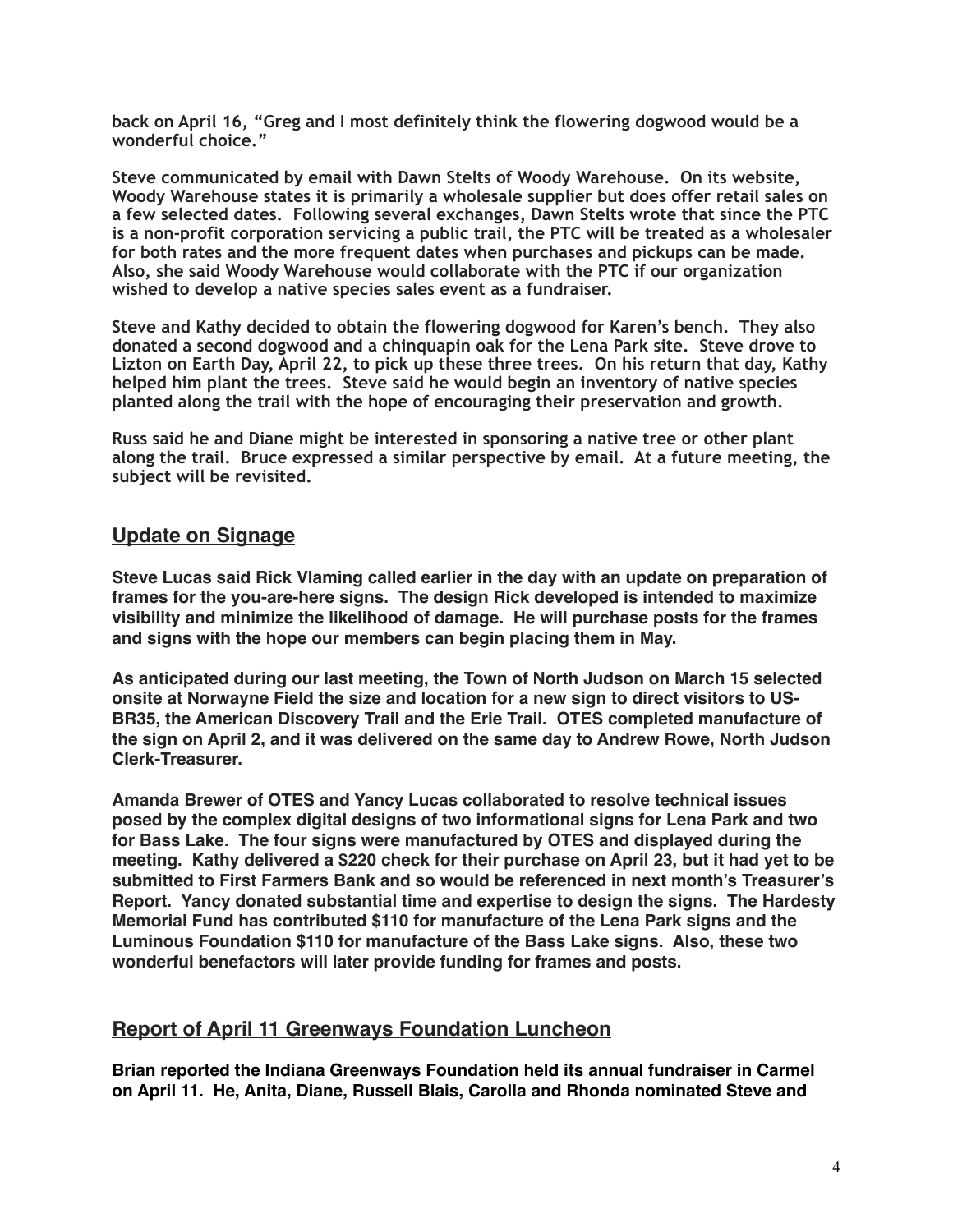back on April 16, "Greg and I most definitely think the flowering dogwood would be a wonderful choice."

Steve communicated by email with Dawn Stelts of Woody Warehouse. On its website, Woody Warehouse states it is primarily a wholesale supplier but does offer retail sales on a few selected dates. Following several exchanges, Dawn Stelts wrote that since the PTC is a non-profit corporation servicing a public trail, the PTC will be treated as a wholesaler for both rates and the more frequent dates when purchases and pickups can be made. Also, she said Woody Warehouse would collaborate with the PTC if our organization wished to develop a native species sales event as a fundraiser.

Steve and Kathy decided to obtain the flowering dogwood for Karen's bench. They also donated a second dogwood and a chinquapin oak for the Lena Park site. Steve drove to Lizton on Earth Day, April 22, to pick up these three trees. On his return that day, Kathy helped him plant the trees. Steve said he would begin an inventory of native species planted along the trail with the hope of encouraging their preservation and growth.

Russ said he and Diane might be interested in sponsoring a native tree or other plant along the trail. Bruce expressed a similar perspective by email. At a future meeting, the subject will be revisited.

## Update on Signage

**Steve Lucas said Rick Vlaming called earlier in the day with an update on preparation of frames for the you-are-here signs. The design Rick developed is intended to maximize visibility and minimize the likelihood of damage. He will purchase posts for the frames and signs with the hope our members can begin placing them in May.**

**As anticipated during our last meeting, the Town of North Judson on March 15 selected onsite at Norwayne Field the size and location for a new sign to direct visitors to US-BR35, the American Discovery Trail and the Erie Trail. OTES completed manufacture of the sign on April 2, and it was delivered on the same day to Andrew Rowe, North Judson Clerk-Treasurer.**

**Amanda Brewer of OTES and Yancy Lucas collaborated to resolve technical issues posed by the complex digital designs of two informational signs for Lena Park and two for Bass Lake. The four signs were manufactured by OTES and displayed during the meeting. Kathy delivered a $220 check for their purchase on April 23, but it had yet to be submitted to First Farmers Bank and so would be referenced in next month's Treasurer's Report. Yancy donated substantial time and expertise to design the signs. The Hardesty Memorial Fund has contributed $110 for manufacture of the Lena Park signs and the Luminous Foundation $110 for manufacture of the Bass Lake signs. Also, these two wonderful benefactors will later provide funding for frames and posts.**

## Report of April 11 Greenways Foundation Luncheon

**Brian reported the Indiana Greenways Foundation held its annual fundraiser in Carmel on April 11. He, Anita, Diane, Russell Blais, Carolla and Rhonda nominated Steve and**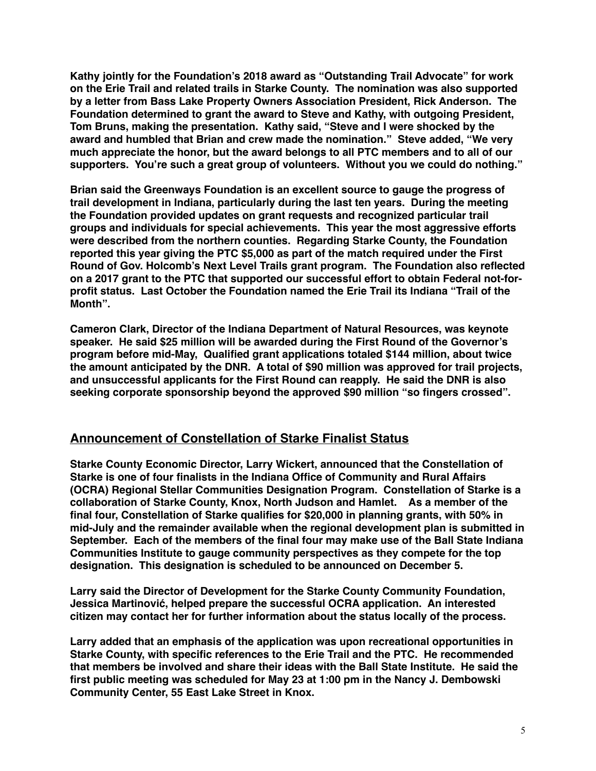**Kathy jointly for the Foundation's 2018 award as "Outstanding Trail Advocate" for work on the Erie Trail and related trails in Starke County. The nomination was also supported by a letter from Bass Lake Property Owners Association President, Rick Anderson. The Foundation determined to grant the award to Steve and Kathy, with outgoing President, Tom Bruns, making the presentation. Kathy said, "Steve and I were shocked by the award and humbled that Brian and crew made the nomination." Steve added, "We very much appreciate the honor, but the award belongs to all PTC members and to all of our supporters. You're such a great group of volunteers. Without you we could do nothing."**

**Brian said the Greenways Foundation is an excellent source to gauge the progress of trail development in Indiana, particularly during the last ten years. During the meeting the Foundation provided updates on grant requests and recognized particular trail groups and individuals for special achievements. This year the most aggressive efforts were described from the northern counties. Regarding Starke County, the Foundation reported this year giving the PTC $5,000 as part of the match required under the First Round of Gov. Holcomb's Next Level Trails grant program. The Foundation also reflected on a 2017 grant to the PTC that supported our successful effort to obtain Federal not-for-profit status. Last October the Foundation named the Erie Trail its Indiana "Trail of the Month".**

**Cameron Clark, Director of the Indiana Department of Natural Resources, was keynote speaker. He said $25 million will be awarded during the First Round of the Governor's program before mid-May, Qualified grant applications totaled $144 million, about twice the amount anticipated by the DNR. A total of $90 million was approved for trail projects, and unsuccessful applicants for the First Round can reapply. He said the DNR is also seeking corporate sponsorship beyond the approved $90 million "so fingers crossed".**

## Announcement of Constellation of Starke Finalist Status

**Starke County Economic Director, Larry Wickert, announced that the Constellation of Starke is one of four finalists in the Indiana Office of Community and Rural Affairs (OCRA) Regional Stellar Communities Designation Program. Constellation of Starke is a collaboration of Starke County, Knox, North Judson and Hamlet. As a member of the final four, Constellation of Starke qualifies for $20,000 in planning grants, with 50% in mid-July and the remainder available when the regional development plan is submitted in September. Each of the members of the final four may make use of the Ball State Indiana Communities Institute to gauge community perspectives as they compete for the top designation. This designation is scheduled to be announced on December 5.**

**Larry said the Director of Development for the Starke County Community Foundation, Jessica Martinović, helped prepare the successful OCRA application. An interested citizen may contact her for further information about the status locally of the process.**

**Larry added that an emphasis of the application was upon recreational opportunities in Starke County, with specific references to the Erie Trail and the PTC. He recommended that members be involved and share their ideas with the Ball State Institute. He said the first public meeting was scheduled for May 23 at 1:00 pm in the Nancy J. Dembowski Community Center, 55 East Lake Street in Knox.**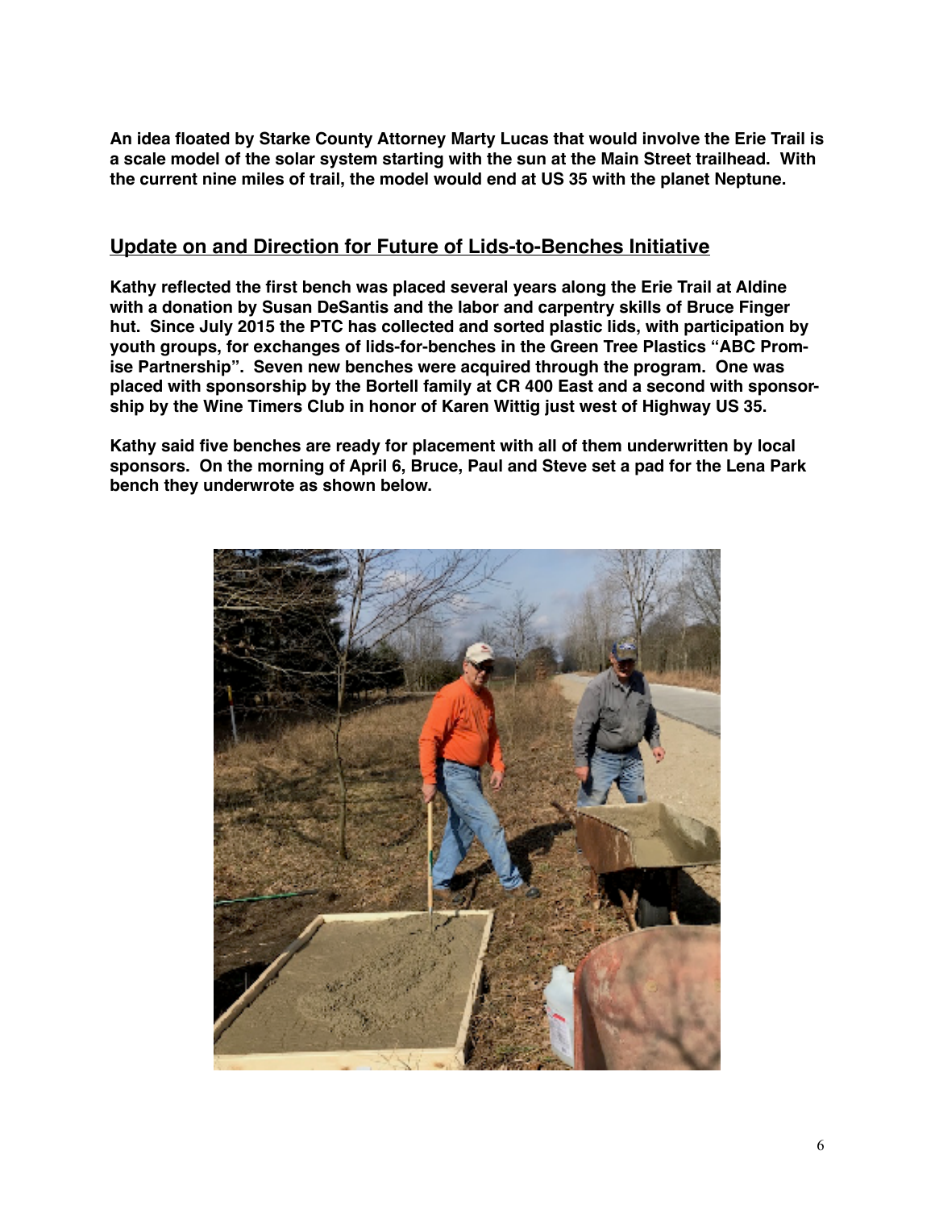**An idea floated by Starke County Attorney Marty Lucas that would involve the Erie Trail is a scale model of the solar system starting with the sun at the Main Street trailhead. With the current nine miles of trail, the model would end at US 35 with the planet Neptune.**

## Update on and Direction for Future of Lids-to-Benches Initiative

**Kathy reflected the first bench was placed several years along the Erie Trail at Aldine with a donation by Susan DeSantis and the labor and carpentry skills of Bruce Finger hut. Since July 2015 the PTC has collected and sorted plastic lids, with participation by youth groups, for exchanges of lids-for-benches in the Green Tree Plastics "ABC Promise Partnership". Seven new benches were acquired through the program. One was placed with sponsorship by the Bortell family at CR 400 East and a second with sponsorship by the Wine Timers Club in honor of Karen Wittig just west of Highway US 35.**

**Kathy said five benches are ready for placement with all of them underwritten by local sponsors. On the morning of April 6, Bruce, Paul and Steve set a pad for the Lena Park bench they underwrote as shown below.**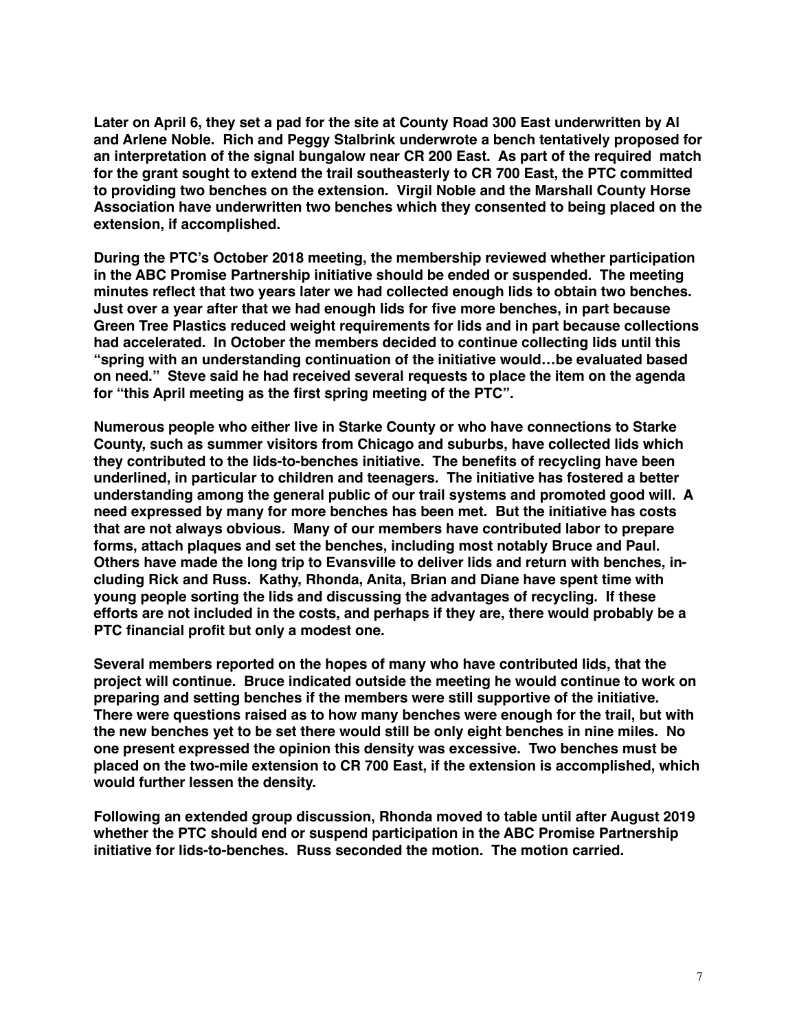**Later on April 6, they set a pad for the site at County Road 300 East underwritten by Al and Arlene Noble. Rich and Peggy Stalbrink underwrote a bench tentatively proposed for an interpretation of the signal bungalow near CR 200 East. As part of the required match for the grant sought to extend the trail southeasterly to CR 700 East, the PTC committed to providing two benches on the extension. Virgil Noble and the Marshall County Horse Association have underwritten two benches which they consented to being placed on the extension, if accomplished.**

**During the PTC's October 2018 meeting, the membership reviewed whether participation in the ABC Promise Partnership initiative should be ended or suspended. The meeting minutes reflect that two years later we had collected enough lids to obtain two benches. Just over a year after that we had enough lids for five more benches, in part because Green Tree Plastics reduced weight requirements for lids and in part because collections had accelerated. In October the members decided to continue collecting lids until this "spring with an understanding continuation of the initiative would…be evaluated based on need." Steve said he had received several requests to place the item on the agenda for "this April meeting as the first spring meeting of the PTC".**

**Numerous people who either live in Starke County or who have connections to Starke County, such as summer visitors from Chicago and suburbs, have collected lids which they contributed to the lids-to-benches initiative. The benefits of recycling have been underlined, in particular to children and teenagers. The initiative has fostered a better understanding among the general public of our trail systems and promoted good will. A need expressed by many for more benches has been met. But the initiative has costs that are not always obvious. Many of our members have contributed labor to prepare forms, attach plaques and set the benches, including most notably Bruce and Paul. Others have made the long trip to Evansville to deliver lids and return with benches, including Rick and Russ. Kathy, Rhonda, Anita, Brian and Diane have spent time with young people sorting the lids and discussing the advantages of recycling. If these efforts are not included in the costs, and perhaps if they are, there would probably be a PTC financial profit but only a modest one.**

**Several members reported on the hopes of many who have contributed lids, that the project will continue. Bruce indicated outside the meeting he would continue to work on preparing and setting benches if the members were still supportive of the initiative. There were questions raised as to how many benches were enough for the trail, but with the new benches yet to be set there would still be only eight benches in nine miles. No one present expressed the opinion this density was excessive. Two benches must be placed on the two-mile extension to CR 700 East, if the extension is accomplished, which would further lessen the density.**

**Following an extended group discussion, Rhonda moved to table until after August 2019 whether the PTC should end or suspend participation in the ABC Promise Partnership initiative for lids-to-benches. Russ seconded the motion. The motion carried.**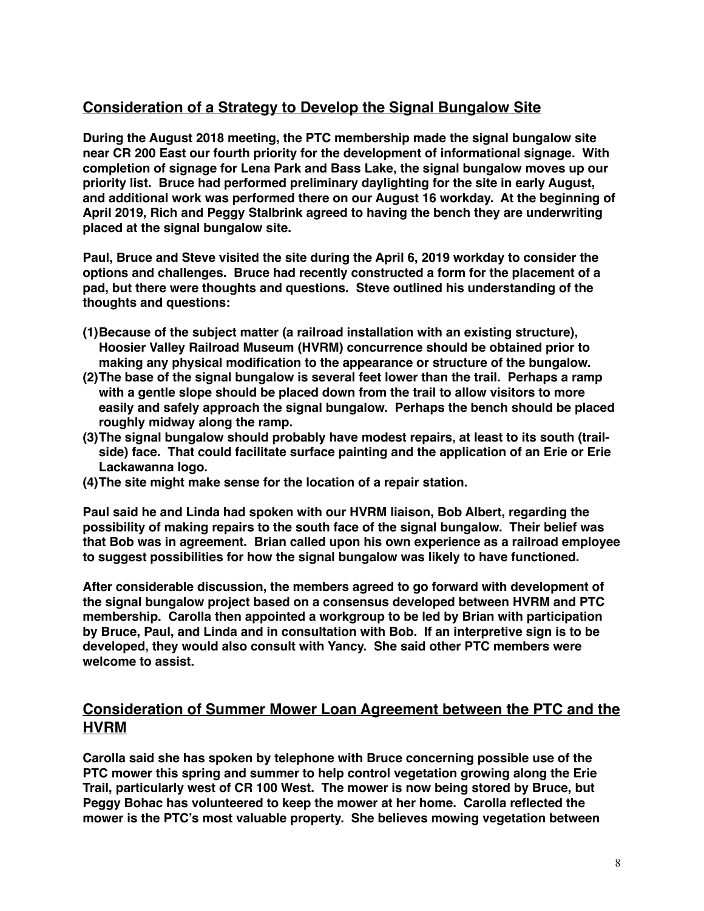## Consideration of a Strategy to Develop the Signal Bungalow Site

**During the August 2018 meeting, the PTC membership made the signal bungalow site near CR 200 East our fourth priority for the development of informational signage. With completion of signage for Lena Park and Bass Lake, the signal bungalow moves up our priority list. Bruce had performed preliminary daylighting for the site in early August, and additional work was performed there on our August 16 workday. At the beginning of April 2019, Rich and Peggy Stalbrink agreed to having the bench they are underwriting placed at the signal bungalow site.**

**Paul, Bruce and Steve visited the site during the April 6, 2019 workday to consider the options and challenges. Bruce had recently constructed a form for the placement of a pad, but there were thoughts and questions. Steve outlined his understanding of the thoughts and questions:**

1. **Because of the subject matter (a railroad installation with an existing structure), Hoosier Valley Railroad Museum (HVRM) concurrence should be obtained prior to making any physical modification to the appearance or structure of the bungalow.**
2. **The base of the signal bungalow is several feet lower than the trail. Perhaps a ramp with a gentle slope should be placed down from the trail to allow visitors to more easily and safely approach the signal bungalow. Perhaps the bench should be placed roughly midway along the ramp.**
3. **The signal bungalow should probably have modest repairs, at least to its south (trail-side) face. That could facilitate surface painting and the application of an Erie or Erie Lackawanna logo.**
4. **The site might make sense for the location of a repair station.**

**Paul said he and Linda had spoken with our HVRM liaison, Bob Albert, regarding the possibility of making repairs to the south face of the signal bungalow. Their belief was that Bob was in agreement. Brian called upon his own experience as a railroad employee to suggest possibilities for how the signal bungalow was likely to have functioned.**

**After considerable discussion, the members agreed to go forward with development of the signal bungalow project based on a consensus developed between HVRM and PTC membership. Carolla then appointed a workgroup to be led by Brian with participation by Bruce, Paul, and Linda and in consultation with Bob. If an interpretive sign is to be developed, they would also consult with Yancy. She said other PTC members were welcome to assist.**

## Consideration of Summer Mower Loan Agreement between the PTC and the HVRM

**Carolla said she has spoken by telephone with Bruce concerning possible use of the PTC mower this spring and summer to help control vegetation growing along the Erie Trail, particularly west of CR 100 West. The mower is now being stored by Bruce, but Peggy Bohac has volunteered to keep the mower at her home. Carolla reflected the mower is the PTC's most valuable property. She believes mowing vegetation between**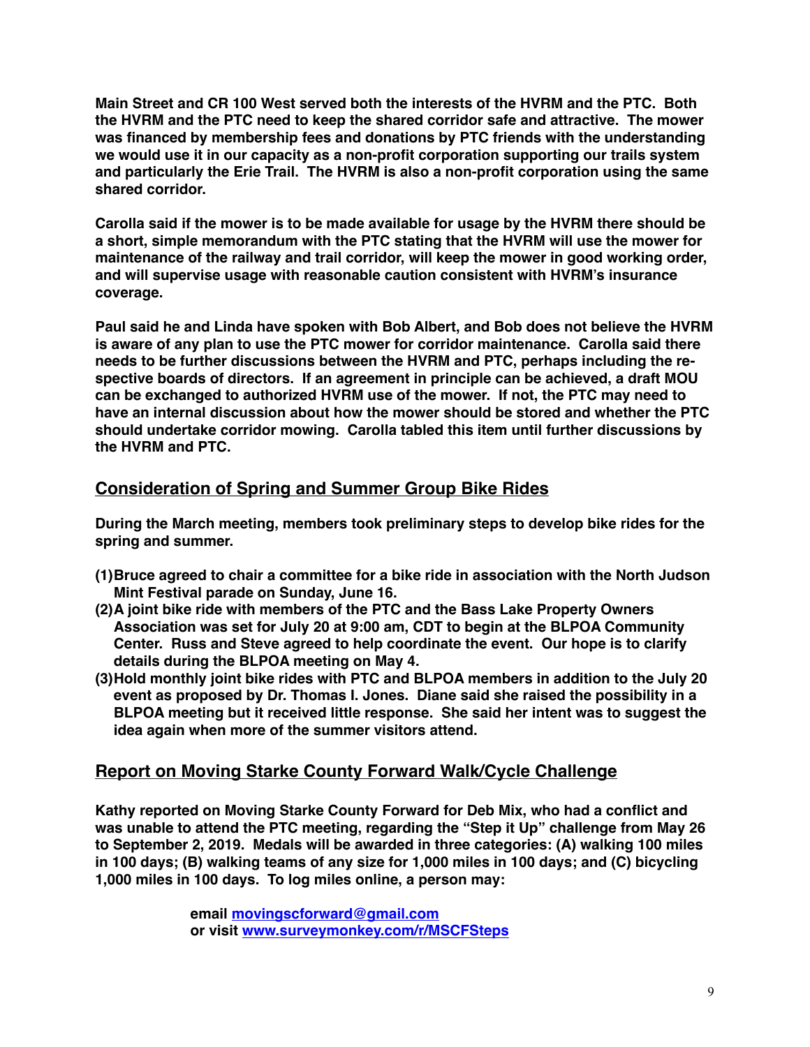**Main Street and CR 100 West served both the interests of the HVRM and the PTC. Both the HVRM and the PTC need to keep the shared corridor safe and attractive. The mower was financed by membership fees and donations by PTC friends with the understanding we would use it in our capacity as a non-profit corporation supporting our trails system and particularly the Erie Trail. The HVRM is also a non-profit corporation using the same shared corridor.**

**Carolla said if the mower is to be made available for usage by the HVRM there should be a short, simple memorandum with the PTC stating that the HVRM will use the mower for maintenance of the railway and trail corridor, will keep the mower in good working order, and will supervise usage with reasonable caution consistent with HVRM's insurance coverage.**

**Paul said he and Linda have spoken with Bob Albert, and Bob does not believe the HVRM is aware of any plan to use the PTC mower for corridor maintenance. Carolla said there needs to be further discussions between the HVRM and PTC, perhaps including the respective boards of directors. If an agreement in principle can be achieved, a draft MOU can be exchanged to authorized HVRM use of the mower. If not, the PTC may need to have an internal discussion about how the mower should be stored and whether the PTC should undertake corridor mowing. Carolla tabled this item until further discussions by the HVRM and PTC.**

## Consideration of Spring and Summer Group Bike Rides

**During the March meeting, members took preliminary steps to develop bike rides for the spring and summer.**

1. **Bruce agreed to chair a committee for a bike ride in association with the North Judson Mint Festival parade on Sunday, June 16.**
2. **A joint bike ride with members of the PTC and the Bass Lake Property Owners Association was set for July 20 at 9:00 am, CDT to begin at the BLPOA Community Center. Russ and Steve agreed to help coordinate the event. Our hope is to clarify details during the BLPOA meeting on May 4.**
3. **Hold monthly joint bike rides with PTC and BLPOA members in addition to the July 20 event as proposed by Dr. Thomas I. Jones. Diane said she raised the possibility in a BLPOA meeting but it received little response. She said her intent was to suggest the idea again when more of the summer visitors attend.**

## Report on Moving Starke County Forward Walk/Cycle Challenge

**Kathy reported on Moving Starke County Forward for Deb Mix, who had a conflict and was unable to attend the PTC meeting, regarding the "Step it Up" challenge from May 26 to September 2, 2019. Medals will be awarded in three categories: (A) walking 100 miles in 100 days; (B) walking teams of any size for 1,000 miles in 100 days; and (C) bicycling 1,000 miles in 100 days. To log miles online, a person may:**

> **email movingscforward@gmail.com**
> **or visit www.surveymonkey.com/r/MSCFSteps**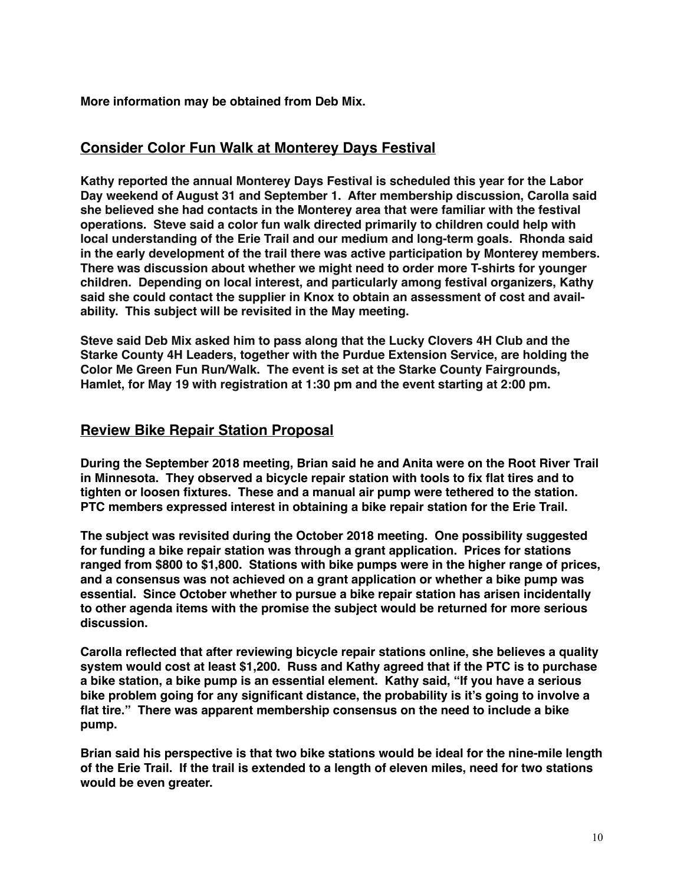**More information may be obtained from Deb Mix.**

## Consider Color Fun Walk at Monterey Days Festival

**Kathy reported the annual Monterey Days Festival is scheduled this year for the Labor Day weekend of August 31 and September 1. After membership discussion, Carolla said she believed she had contacts in the Monterey area that were familiar with the festival operations. Steve said a color fun walk directed primarily to children could help with local understanding of the Erie Trail and our medium and long-term goals. Rhonda said in the early development of the trail there was active participation by Monterey members. There was discussion about whether we might need to order more T-shirts for younger children. Depending on local interest, and particularly among festival organizers, Kathy said she could contact the supplier in Knox to obtain an assessment of cost and availability. This subject will be revisited in the May meeting.**

**Steve said Deb Mix asked him to pass along that the Lucky Clovers 4H Club and the Starke County 4H Leaders, together with the Purdue Extension Service, are holding the Color Me Green Fun Run/Walk. The event is set at the Starke County Fairgrounds, Hamlet, for May 19 with registration at 1:30 pm and the event starting at 2:00 pm.**

## Review Bike Repair Station Proposal

**During the September 2018 meeting, Brian said he and Anita were on the Root River Trail in Minnesota. They observed a bicycle repair station with tools to fix flat tires and to tighten or loosen fixtures. These and a manual air pump were tethered to the station. PTC members expressed interest in obtaining a bike repair station for the Erie Trail.**

**The subject was revisited during the October 2018 meeting. One possibility suggested for funding a bike repair station was through a grant application. Prices for stations ranged from $800 to $1,800. Stations with bike pumps were in the higher range of prices, and a consensus was not achieved on a grant application or whether a bike pump was essential. Since October whether to pursue a bike repair station has arisen incidentally to other agenda items with the promise the subject would be returned for more serious discussion.**

**Carolla reflected that after reviewing bicycle repair stations online, she believes a quality system would cost at least $1,200. Russ and Kathy agreed that if the PTC is to purchase a bike station, a bike pump is an essential element. Kathy said, "If you have a serious bike problem going for any significant distance, the probability is it's going to involve a flat tire." There was apparent membership consensus on the need to include a bike pump.**

**Brian said his perspective is that two bike stations would be ideal for the nine-mile length of the Erie Trail. If the trail is extended to a length of eleven miles, need for two stations would be even greater.**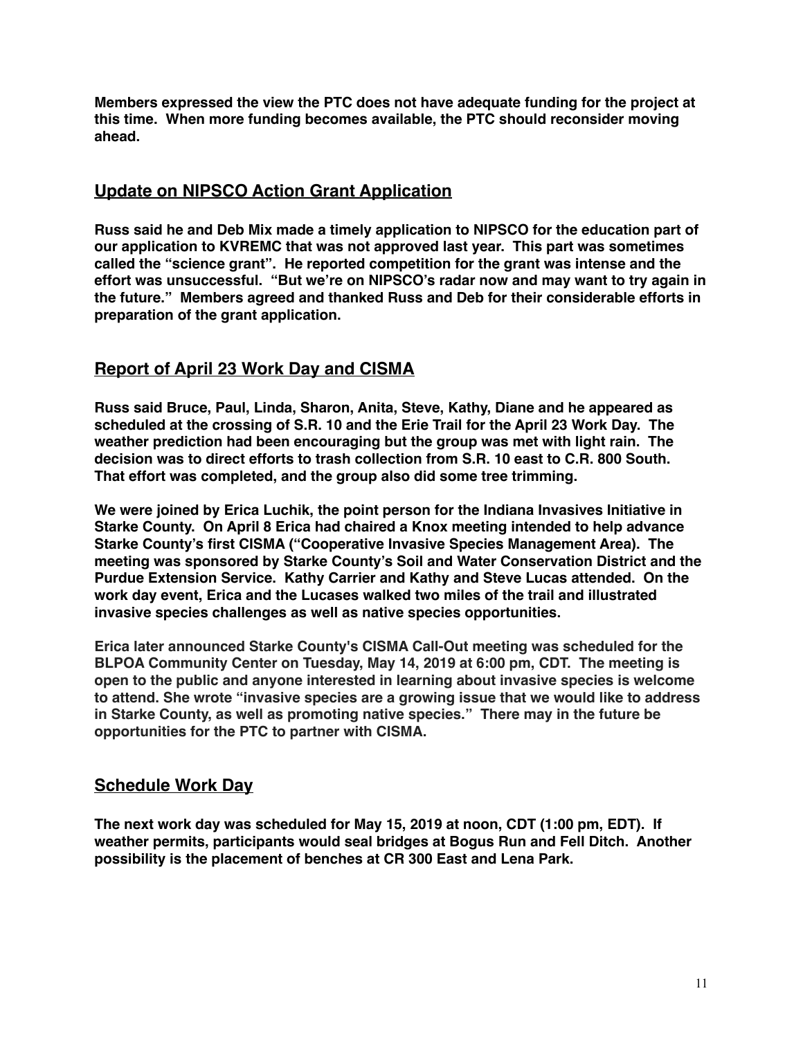**Members expressed the view the PTC does not have adequate funding for the project at this time. When more funding becomes available, the PTC should reconsider moving ahead.**

## Update on NIPSCO Action Grant Application

**Russ said he and Deb Mix made a timely application to NIPSCO for the education part of our application to KVREMC that was not approved last year. This part was sometimes called the "science grant". He reported competition for the grant was intense and the effort was unsuccessful. "But we're on NIPSCO's radar now and may want to try again in the future." Members agreed and thanked Russ and Deb for their considerable efforts in preparation of the grant application.**

## Report of April 23 Work Day and CISMA

**Russ said Bruce, Paul, Linda, Sharon, Anita, Steve, Kathy, Diane and he appeared as scheduled at the crossing of S.R. 10 and the Erie Trail for the April 23 Work Day. The weather prediction had been encouraging but the group was met with light rain. The decision was to direct efforts to trash collection from S.R. 10 east to C.R. 800 South. That effort was completed, and the group also did some tree trimming.**

**We were joined by Erica Luchik, the point person for the Indiana Invasives Initiative in Starke County. On April 8 Erica had chaired a Knox meeting intended to help advance Starke County's first CISMA ("Cooperative Invasive Species Management Area). The meeting was sponsored by Starke County's Soil and Water Conservation District and the Purdue Extension Service. Kathy Carrier and Kathy and Steve Lucas attended. On the work day event, Erica and the Lucases walked two miles of the trail and illustrated invasive species challenges as well as native species opportunities.**

**Erica later announced Starke County's CISMA Call-Out meeting was scheduled for the BLPOA Community Center on Tuesday, May 14, 2019 at 6:00 pm, CDT. The meeting is open to the public and anyone interested in learning about invasive species is welcome to attend. She wrote "invasive species are a growing issue that we would like to address in Starke County, as well as promoting native species." There may in the future be opportunities for the PTC to partner with CISMA.**

## Schedule Work Day

**The next work day was scheduled for May 15, 2019 at noon, CDT (1:00 pm, EDT). If weather permits, participants would seal bridges at Bogus Run and Fell Ditch. Another possibility is the placement of benches at CR 300 East and Lena Park.**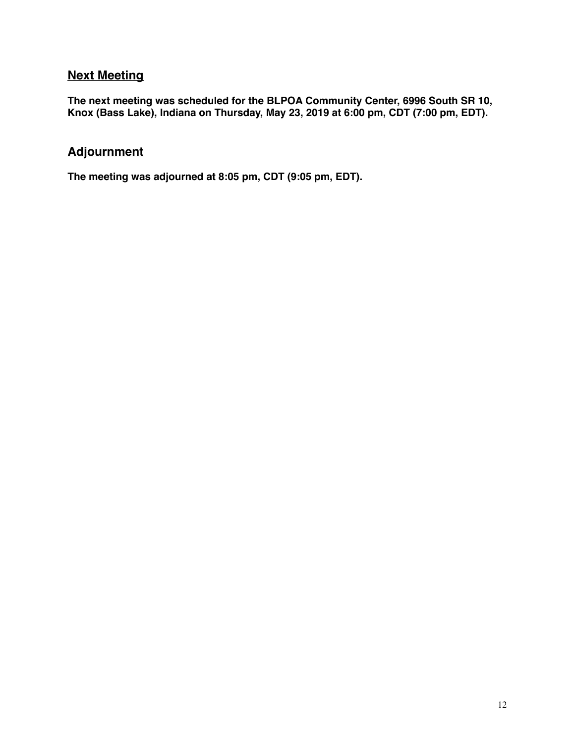## Next Meeting

**The next meeting was scheduled for the BLPOA Community Center, 6996 South SR 10, Knox (Bass Lake), Indiana on Thursday, May 23, 2019 at 6:00 pm, CDT (7:00 pm, EDT).**

## Adjournment

**The meeting was adjourned at 8:05 pm, CDT (9:05 pm, EDT).**